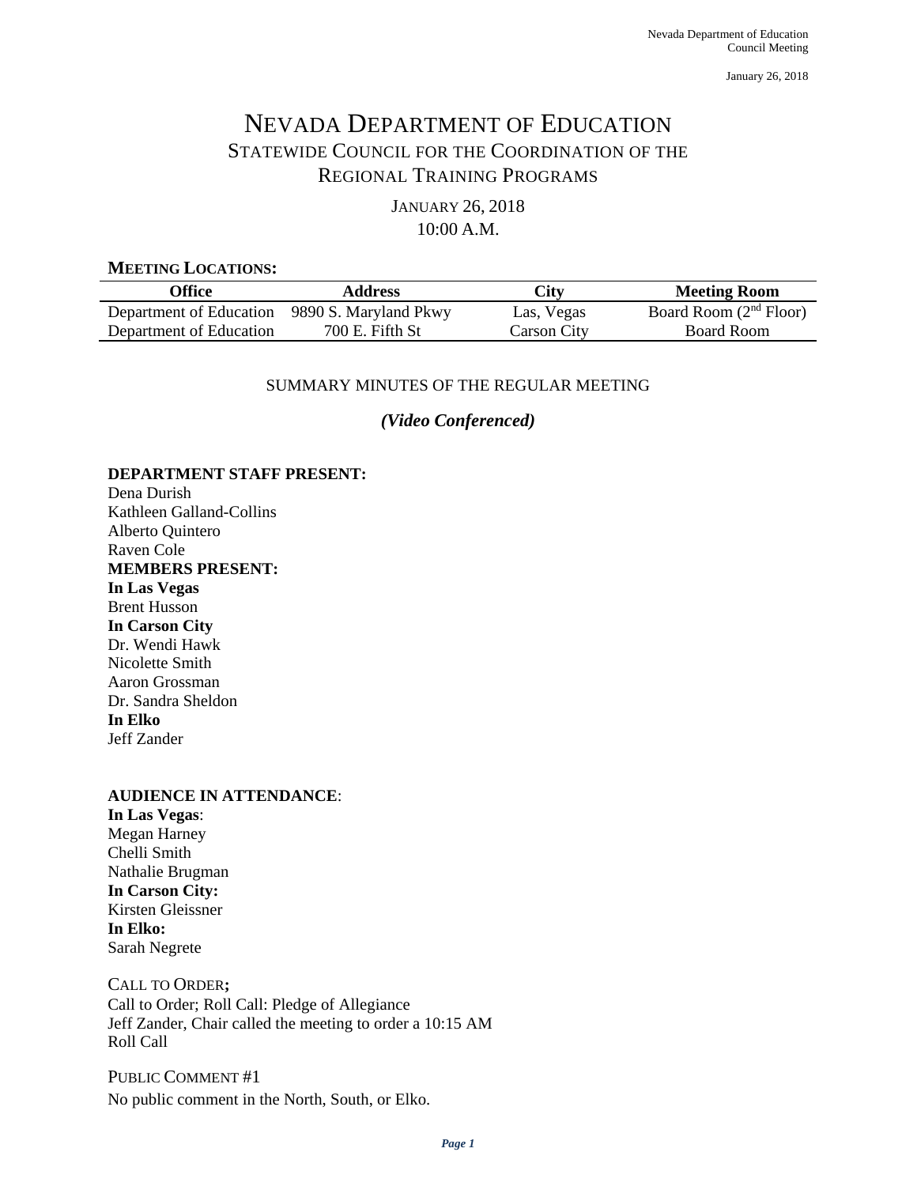# Nevada Department of Education

## Statewide Council for the Coordination of the Regional Training Programs

### January 26, 2018
### 10:00 A.M.

**MEETING LOCATIONS:**

| Office | Address | City | Meeting Room |
|---|---|---|---|
| Department of Education | 9890 S. Maryland Pkwy | Las, Vegas | Board Room (2nd Floor) |
| Department of Education | 700 E. Fifth St | Carson City | Board Room |

SUMMARY MINUTES OF THE REGULAR MEETING

***(Video Conferenced)***

**DEPARTMENT STAFF PRESENT:**
Dena Durish
Kathleen Galland-Collins
Alberto Quintero
Raven Cole

**MEMBERS PRESENT:**
**In Las Vegas**
Brent Husson
**In Carson City**
Dr. Wendi Hawk
Nicolette Smith
Aaron Grossman
Dr. Sandra Sheldon
**In Elko**
Jeff Zander

**AUDIENCE IN ATTENDANCE**:
**In Las Vegas**:
Megan Harney
Chelli Smith
Nathalie Brugman
**In Carson City:**
Kirsten Gleissner
**In Elko:**
Sarah Negrete

CALL TO ORDER**;**
Call to Order; Roll Call: Pledge of Allegiance
Jeff Zander, Chair called the meeting to order a 10:15 AM
Roll Call

PUBLIC COMMENT #1
No public comment in the North, South, or Elko.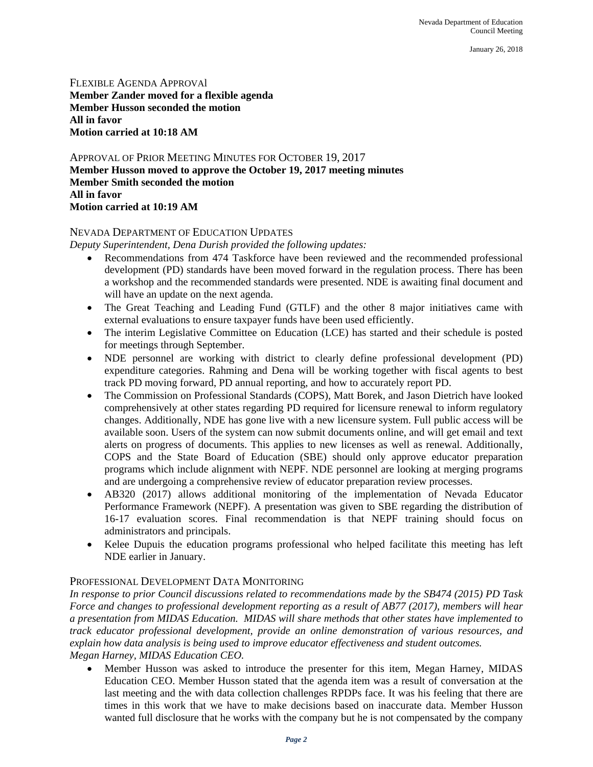## Flexible Agenda Approval

**Member Zander moved for a flexible agenda**
**Member Husson seconded the motion**
**All in favor**
**Motion carried at 10:18 AM**

## Approval of Prior Meeting Minutes for October 19, 2017

**Member Husson moved to approve the October 19, 2017 meeting minutes**
**Member Smith seconded the motion**
**All in favor**
**Motion carried at 10:19 AM**

## Nevada Department of Education Updates

*Deputy Superintendent, Dena Durish provided the following updates:*

- Recommendations from 474 Taskforce have been reviewed and the recommended professional development (PD) standards have been moved forward in the regulation process. There has been a workshop and the recommended standards were presented. NDE is awaiting final document and will have an update on the next agenda.
- The Great Teaching and Leading Fund (GTLF) and the other 8 major initiatives came with external evaluations to ensure taxpayer funds have been used efficiently.
- The interim Legislative Committee on Education (LCE) has started and their schedule is posted for meetings through September.
- NDE personnel are working with district to clearly define professional development (PD) expenditure categories. Rahming and Dena will be working together with fiscal agents to best track PD moving forward, PD annual reporting, and how to accurately report PD.
- The Commission on Professional Standards (COPS), Matt Borek, and Jason Dietrich have looked comprehensively at other states regarding PD required for licensure renewal to inform regulatory changes. Additionally, NDE has gone live with a new licensure system. Full public access will be available soon. Users of the system can now submit documents online, and will get email and text alerts on progress of documents. This applies to new licenses as well as renewal. Additionally, COPS and the State Board of Education (SBE) should only approve educator preparation programs which include alignment with NEPF. NDE personnel are looking at merging programs and are undergoing a comprehensive review of educator preparation review processes.
- AB320 (2017) allows additional monitoring of the implementation of Nevada Educator Performance Framework (NEPF). A presentation was given to SBE regarding the distribution of 16-17 evaluation scores. Final recommendation is that NEPF training should focus on administrators and principals.
- Kelee Dupuis the education programs professional who helped facilitate this meeting has left NDE earlier in January.

## Professional Development Data Monitoring

*In response to prior Council discussions related to recommendations made by the SB474 (2015) PD Task Force and changes to professional development reporting as a result of AB77 (2017), members will hear a presentation from MIDAS Education. MIDAS will share methods that other states have implemented to track educator professional development, provide an online demonstration of various resources, and explain how data analysis is being used to improve educator effectiveness and student outcomes.*
*Megan Harney, MIDAS Education CEO.*

- Member Husson was asked to introduce the presenter for this item, Megan Harney, MIDAS Education CEO. Member Husson stated that the agenda item was a result of conversation at the last meeting and the with data collection challenges RPDPs face. It was his feeling that there are times in this work that we have to make decisions based on inaccurate data. Member Husson wanted full disclosure that he works with the company but he is not compensated by the company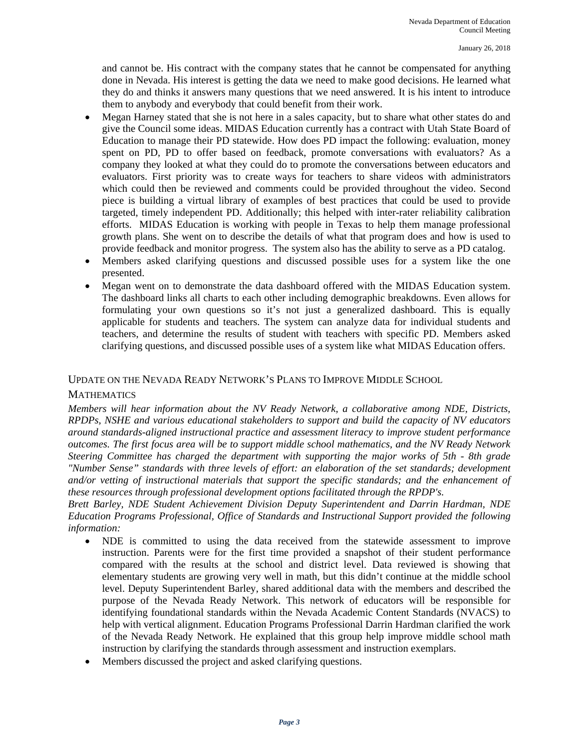and cannot be. His contract with the company states that he cannot be compensated for anything done in Nevada. His interest is getting the data we need to make good decisions. He learned what they do and thinks it answers many questions that we need answered. It is his intent to introduce them to anybody and everybody that could benefit from their work.

- Megan Harney stated that she is not here in a sales capacity, but to share what other states do and give the Council some ideas. MIDAS Education currently has a contract with Utah State Board of Education to manage their PD statewide. How does PD impact the following: evaluation, money spent on PD, PD to offer based on feedback, promote conversations with evaluators? As a company they looked at what they could do to promote the conversations between educators and evaluators. First priority was to create ways for teachers to share videos with administrators which could then be reviewed and comments could be provided throughout the video. Second piece is building a virtual library of examples of best practices that could be used to provide targeted, timely independent PD. Additionally; this helped with inter-rater reliability calibration efforts. MIDAS Education is working with people in Texas to help them manage professional growth plans. She went on to describe the details of what that program does and how is used to provide feedback and monitor progress. The system also has the ability to serve as a PD catalog.
- Members asked clarifying questions and discussed possible uses for a system like the one presented.
- Megan went on to demonstrate the data dashboard offered with the MIDAS Education system. The dashboard links all charts to each other including demographic breakdowns. Even allows for formulating your own questions so it's not just a generalized dashboard. This is equally applicable for students and teachers. The system can analyze data for individual students and teachers, and determine the results of student with teachers with specific PD. Members asked clarifying questions, and discussed possible uses of a system like what MIDAS Education offers.

## Update on the Nevada Ready Network's Plans to Improve Middle School Mathematics

*Members will hear information about the NV Ready Network, a collaborative among NDE, Districts, RPDPs, NSHE and various educational stakeholders to support and build the capacity of NV educators around standards-aligned instructional practice and assessment literacy to improve student performance outcomes. The first focus area will be to support middle school mathematics, and the NV Ready Network Steering Committee has charged the department with supporting the major works of 5th - 8th grade "Number Sense" standards with three levels of effort: an elaboration of the set standards; development and/or vetting of instructional materials that support the specific standards; and the enhancement of these resources through professional development options facilitated through the RPDP's.*

*Brett Barley, NDE Student Achievement Division Deputy Superintendent and Darrin Hardman, NDE Education Programs Professional, Office of Standards and Instructional Support provided the following information:*

- NDE is committed to using the data received from the statewide assessment to improve instruction. Parents were for the first time provided a snapshot of their student performance compared with the results at the school and district level. Data reviewed is showing that elementary students are growing very well in math, but this didn't continue at the middle school level. Deputy Superintendent Barley, shared additional data with the members and described the purpose of the Nevada Ready Network. This network of educators will be responsible for identifying foundational standards within the Nevada Academic Content Standards (NVACS) to help with vertical alignment. Education Programs Professional Darrin Hardman clarified the work of the Nevada Ready Network. He explained that this group help improve middle school math instruction by clarifying the standards through assessment and instruction exemplars.
- Members discussed the project and asked clarifying questions.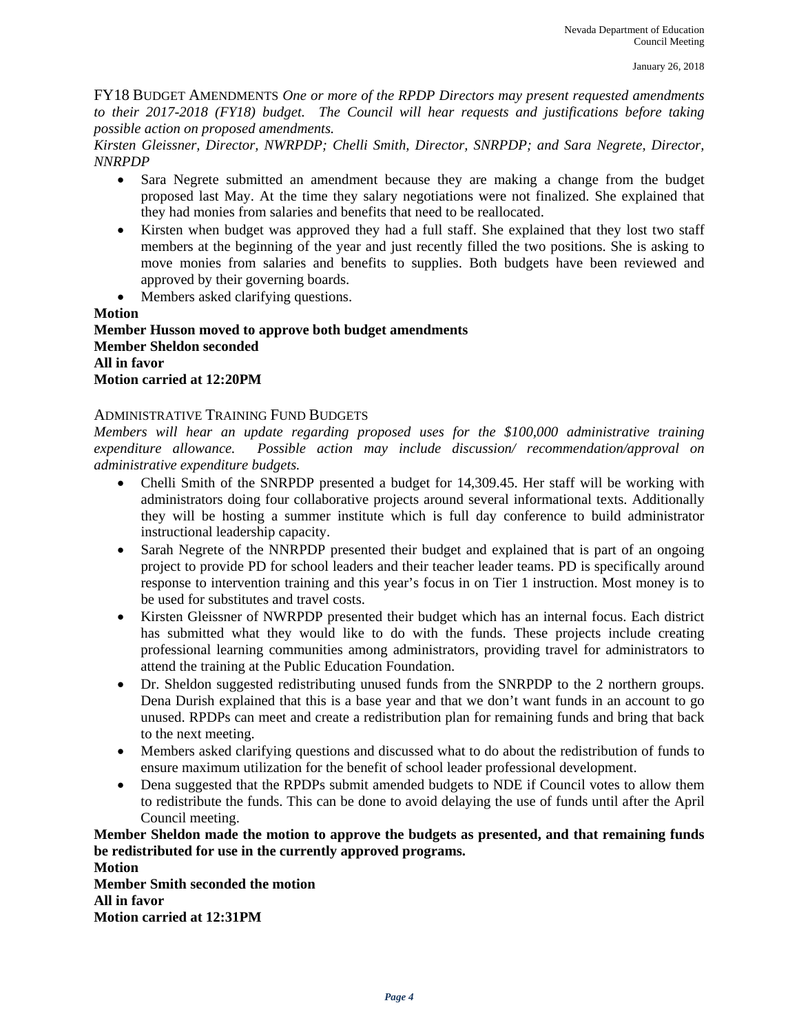FY18 BUDGET AMENDMENTS *One or more of the RPDP Directors may present requested amendments to their 2017-2018 (FY18) budget. The Council will hear requests and justifications before taking possible action on proposed amendments.*

*Kirsten Gleissner, Director, NWRPDP; Chelli Smith, Director, SNRPDP; and Sara Negrete, Director, NNRPDP*

- Sara Negrete submitted an amendment because they are making a change from the budget proposed last May. At the time they salary negotiations were not finalized. She explained that they had monies from salaries and benefits that need to be reallocated.
- Kirsten when budget was approved they had a full staff. She explained that they lost two staff members at the beginning of the year and just recently filled the two positions. She is asking to move monies from salaries and benefits to supplies. Both budgets have been reviewed and approved by their governing boards.
- Members asked clarifying questions.

**Motion**
**Member Husson moved to approve both budget amendments**
**Member Sheldon seconded**
**All in favor**
**Motion carried at 12:20PM**

ADMINISTRATIVE TRAINING FUND BUDGETS

*Members will hear an update regarding proposed uses for the $100,000 administrative training expenditure allowance. Possible action may include discussion/ recommendation/approval on administrative expenditure budgets.*

- Chelli Smith of the SNRPDP presented a budget for 14,309.45. Her staff will be working with administrators doing four collaborative projects around several informational texts. Additionally they will be hosting a summer institute which is full day conference to build administrator instructional leadership capacity.
- Sarah Negrete of the NNRPDP presented their budget and explained that is part of an ongoing project to provide PD for school leaders and their teacher leader teams. PD is specifically around response to intervention training and this year's focus in on Tier 1 instruction. Most money is to be used for substitutes and travel costs.
- Kirsten Gleissner of NWRPDP presented their budget which has an internal focus. Each district has submitted what they would like to do with the funds. These projects include creating professional learning communities among administrators, providing travel for administrators to attend the training at the Public Education Foundation.
- Dr. Sheldon suggested redistributing unused funds from the SNRPDP to the 2 northern groups. Dena Durish explained that this is a base year and that we don't want funds in an account to go unused. RPDPs can meet and create a redistribution plan for remaining funds and bring that back to the next meeting.
- Members asked clarifying questions and discussed what to do about the redistribution of funds to ensure maximum utilization for the benefit of school leader professional development.
- Dena suggested that the RPDPs submit amended budgets to NDE if Council votes to allow them to redistribute the funds. This can be done to avoid delaying the use of funds until after the April Council meeting.

**Member Sheldon made the motion to approve the budgets as presented, and that remaining funds be redistributed for use in the currently approved programs.**
**Motion**
**Member Smith seconded the motion**
**All in favor**
**Motion carried at 12:31PM**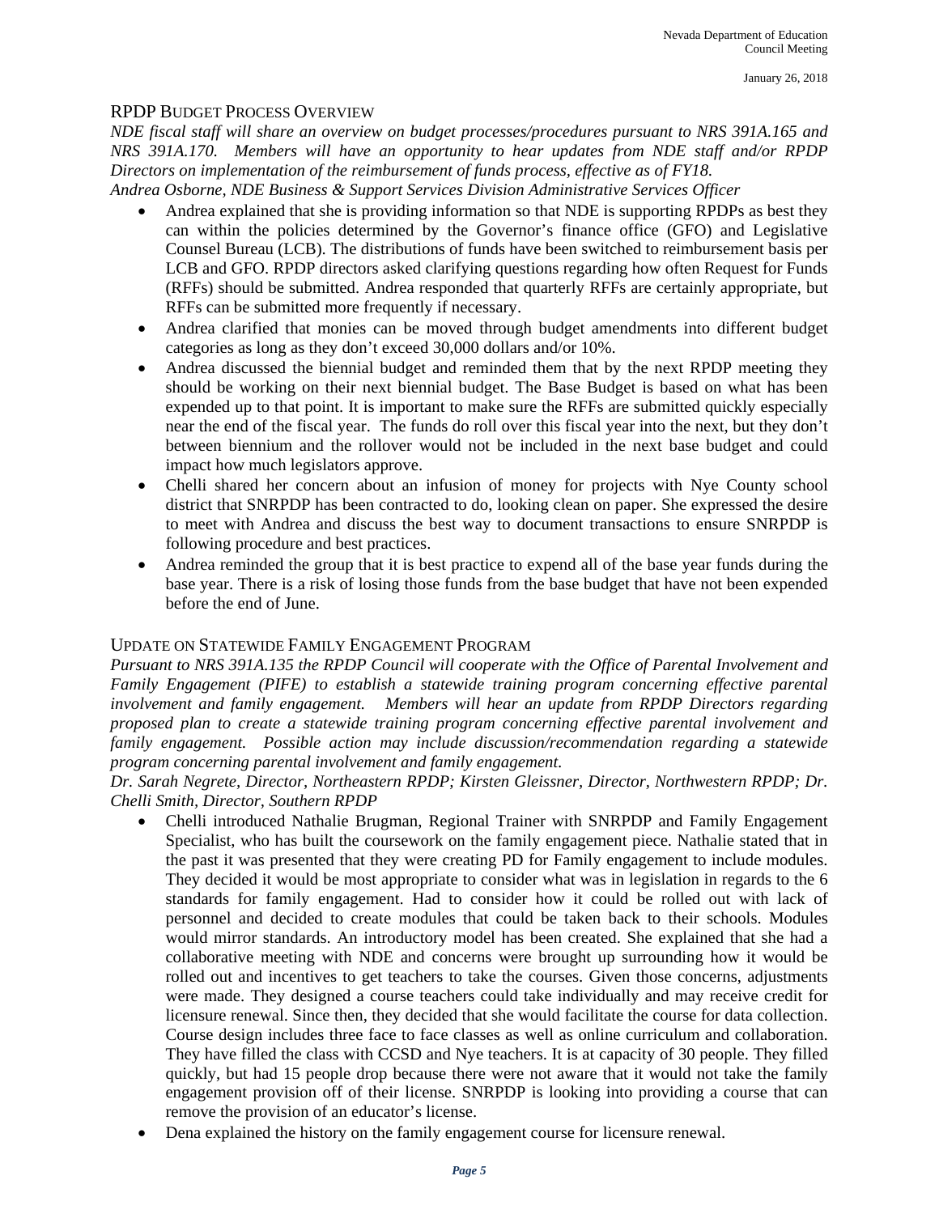## RPDP Budget Process Overview

*NDE fiscal staff will share an overview on budget processes/procedures pursuant to NRS 391A.165 and NRS 391A.170. Members will have an opportunity to hear updates from NDE staff and/or RPDP Directors on implementation of the reimbursement of funds process, effective as of FY18.*

*Andrea Osborne, NDE Business & Support Services Division Administrative Services Officer*

- Andrea explained that she is providing information so that NDE is supporting RPDPs as best they can within the policies determined by the Governor's finance office (GFO) and Legislative Counsel Bureau (LCB). The distributions of funds have been switched to reimbursement basis per LCB and GFO. RPDP directors asked clarifying questions regarding how often Request for Funds (RFFs) should be submitted. Andrea responded that quarterly RFFs are certainly appropriate, but RFFs can be submitted more frequently if necessary.
- Andrea clarified that monies can be moved through budget amendments into different budget categories as long as they don't exceed 30,000 dollars and/or 10%.
- Andrea discussed the biennial budget and reminded them that by the next RPDP meeting they should be working on their next biennial budget. The Base Budget is based on what has been expended up to that point. It is important to make sure the RFFs are submitted quickly especially near the end of the fiscal year. The funds do roll over this fiscal year into the next, but they don't between biennium and the rollover would not be included in the next base budget and could impact how much legislators approve.
- Chelli shared her concern about an infusion of money for projects with Nye County school district that SNRPDP has been contracted to do, looking clean on paper. She expressed the desire to meet with Andrea and discuss the best way to document transactions to ensure SNRPDP is following procedure and best practices.
- Andrea reminded the group that it is best practice to expend all of the base year funds during the base year. There is a risk of losing those funds from the base budget that have not been expended before the end of June.

## Update on Statewide Family Engagement Program

*Pursuant to NRS 391A.135 the RPDP Council will cooperate with the Office of Parental Involvement and Family Engagement (PIFE) to establish a statewide training program concerning effective parental involvement and family engagement. Members will hear an update from RPDP Directors regarding proposed plan to create a statewide training program concerning effective parental involvement and family engagement. Possible action may include discussion/recommendation regarding a statewide program concerning parental involvement and family engagement.*

*Dr. Sarah Negrete, Director, Northeastern RPDP; Kirsten Gleissner, Director, Northwestern RPDP; Dr. Chelli Smith, Director, Southern RPDP*

- Chelli introduced Nathalie Brugman, Regional Trainer with SNRPDP and Family Engagement Specialist, who has built the coursework on the family engagement piece. Nathalie stated that in the past it was presented that they were creating PD for Family engagement to include modules. They decided it would be most appropriate to consider what was in legislation in regards to the 6 standards for family engagement. Had to consider how it could be rolled out with lack of personnel and decided to create modules that could be taken back to their schools. Modules would mirror standards. An introductory model has been created. She explained that she had a collaborative meeting with NDE and concerns were brought up surrounding how it would be rolled out and incentives to get teachers to take the courses. Given those concerns, adjustments were made. They designed a course teachers could take individually and may receive credit for licensure renewal. Since then, they decided that she would facilitate the course for data collection. Course design includes three face to face classes as well as online curriculum and collaboration. They have filled the class with CCSD and Nye teachers. It is at capacity of 30 people. They filled quickly, but had 15 people drop because there were not aware that it would not take the family engagement provision off of their license. SNRPDP is looking into providing a course that can remove the provision of an educator's license.
- Dena explained the history on the family engagement course for licensure renewal.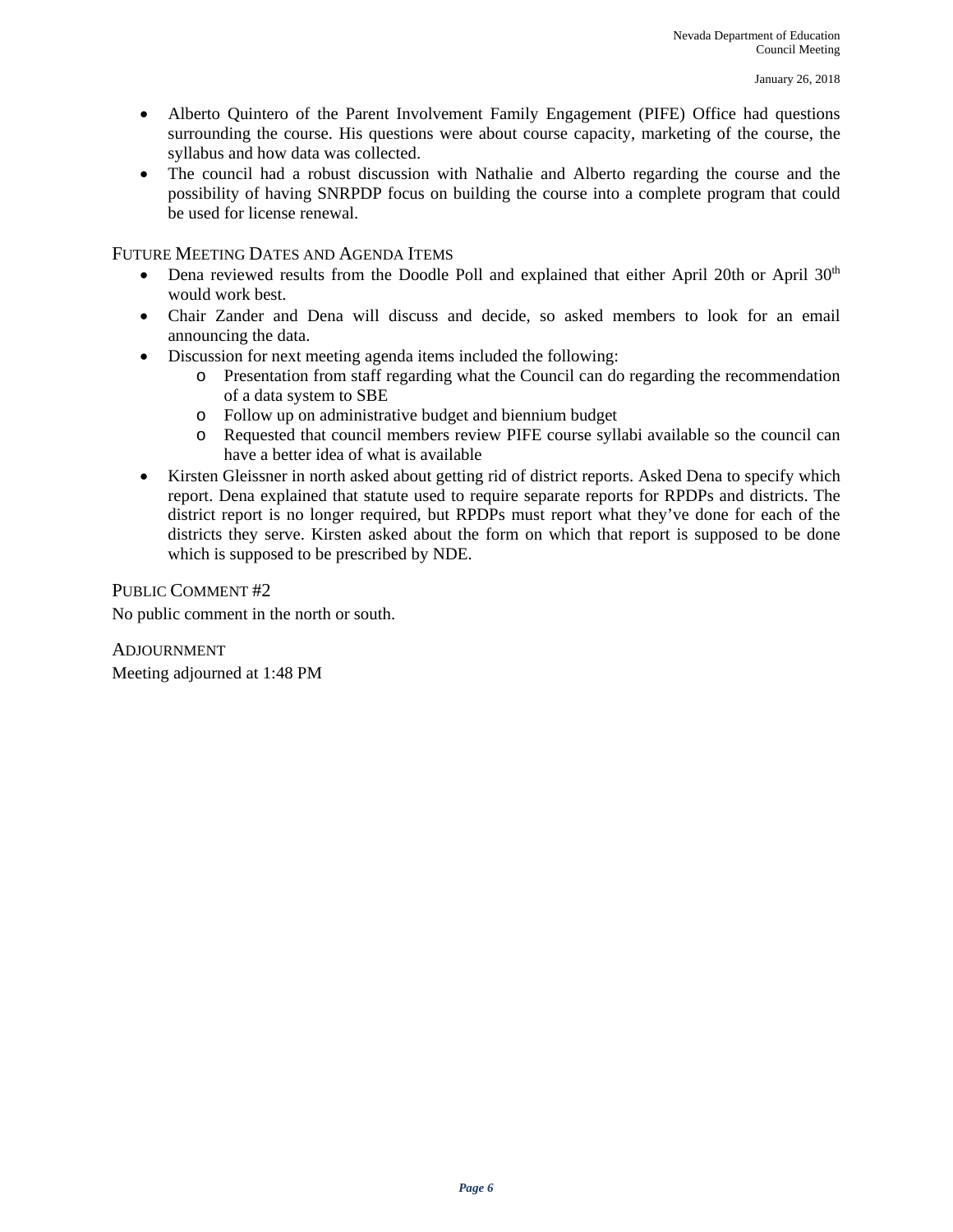- Alberto Quintero of the Parent Involvement Family Engagement (PIFE) Office had questions surrounding the course. His questions were about course capacity, marketing of the course, the syllabus and how data was collected.
- The council had a robust discussion with Nathalie and Alberto regarding the course and the possibility of having SNRPDP focus on building the course into a complete program that could be used for license renewal.

## Future Meeting Dates and Agenda Items

- Dena reviewed results from the Doodle Poll and explained that either April 20th or April 30th would work best.
- Chair Zander and Dena will discuss and decide, so asked members to look for an email announcing the data.
- Discussion for next meeting agenda items included the following:
    - Presentation from staff regarding what the Council can do regarding the recommendation of a data system to SBE
    - Follow up on administrative budget and biennium budget
    - Requested that council members review PIFE course syllabi available so the council can have a better idea of what is available
- Kirsten Gleissner in north asked about getting rid of district reports. Asked Dena to specify which report. Dena explained that statute used to require separate reports for RPDPs and districts. The district report is no longer required, but RPDPs must report what they've done for each of the districts they serve. Kirsten asked about the form on which that report is supposed to be done which is supposed to be prescribed by NDE.

## Public Comment #2

No public comment in the north or south.

## Adjournment

Meeting adjourned at 1:48 PM